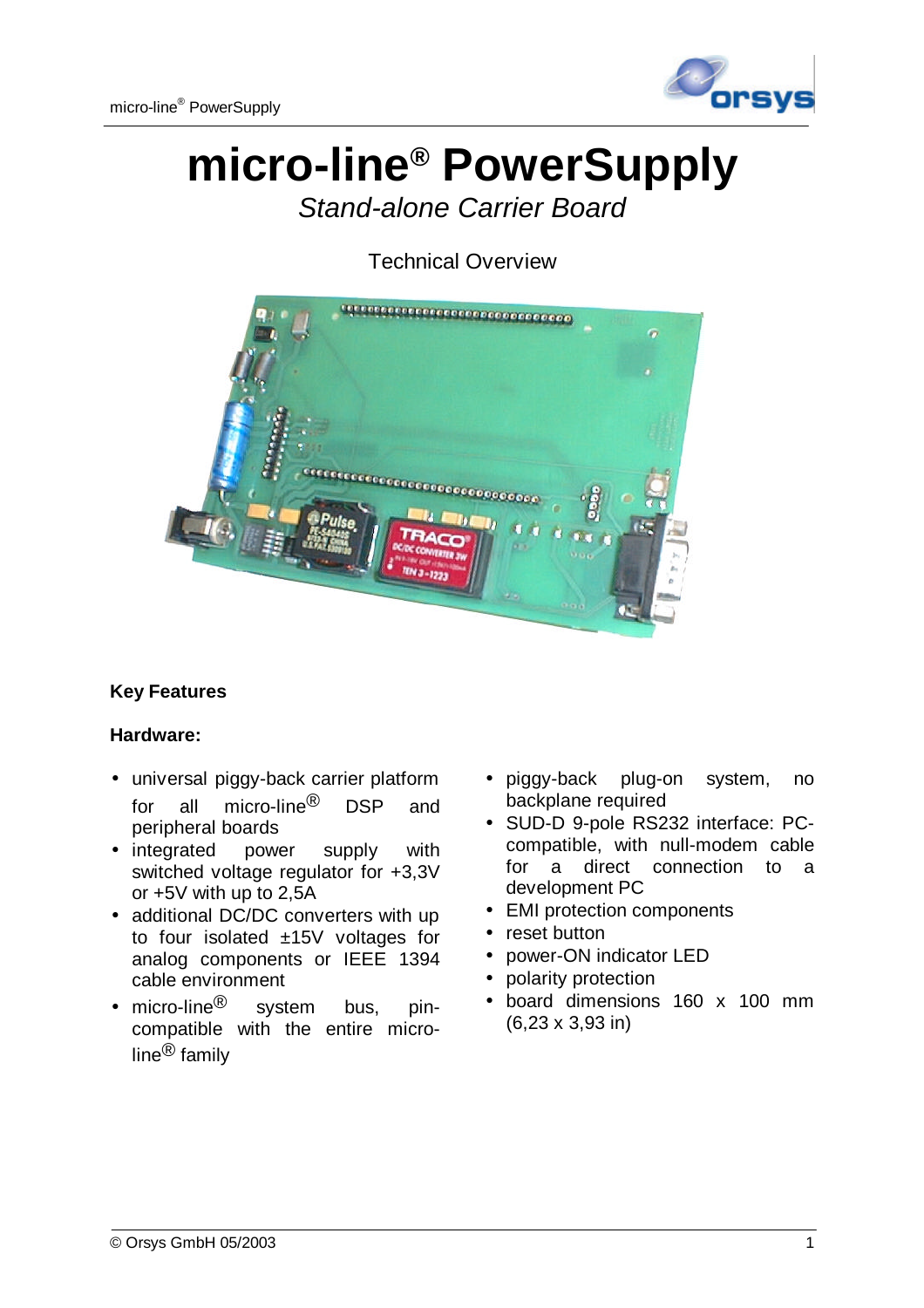# micro-line® PowerSupply

*Stand-alone Carrier Board*

Technical Overview

**Key Features**

**Hardware:**

- universal piggy-back carrier platform for all micro-line® DSP and peripheral boards
- integrated power supply with switched voltage regulator for +3,3V or +5V with up to 2,5A
- additional DC/DC converters with up to four isolated ±15V voltages for analog components or IEEE 1394 cable environment
- micro-line® system bus, pin-compatible with the entire micro-line® family
- piggy-back plug-on system, no backplane required
- SUD-D 9-pole RS232 interface: PC-compatible, with null-modem cable for a direct connection to a development PC
- EMI protection components
- reset button
- power-ON indicator LED
- polarity protection
- board dimensions 160 x 100 mm (6,23 x 3,93 in)

© Orsys GmbH 05/2003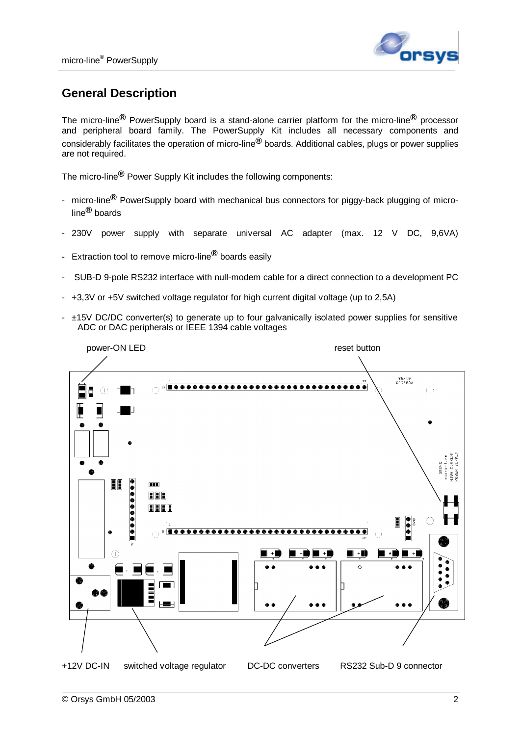## General Description

The micro-line® PowerSupply board is a stand-alone carrier platform for the micro-line® processor and peripheral board family. The PowerSupply Kit includes all necessary components and considerably facilitates the operation of micro-line® boards. Additional cables, plugs or power supplies are not required.

The micro-line® Power Supply Kit includes the following components:

- micro-line® PowerSupply board with mechanical bus connectors for piggy-back plugging of micro-line® boards
- 230V power supply with separate universal AC adapter (max. 12 V DC, 9,6VA)
- Extraction tool to remove micro-line® boards easily
- SUB-D 9-pole RS232 interface with null-modem cable for a direct connection to a development PC
- +3,3V or +5V switched voltage regulator for high current digital voltage (up to 2,5A)
- ±15V DC/DC converter(s) to generate up to four galvanically isolated power supplies for sensitive ADC or DAC peripherals or IEEE 1394 cable voltages

power-ON LED

reset button

+12V DC-IN

switched voltage regulator

DC-DC converters

RS232 Sub-D 9 connector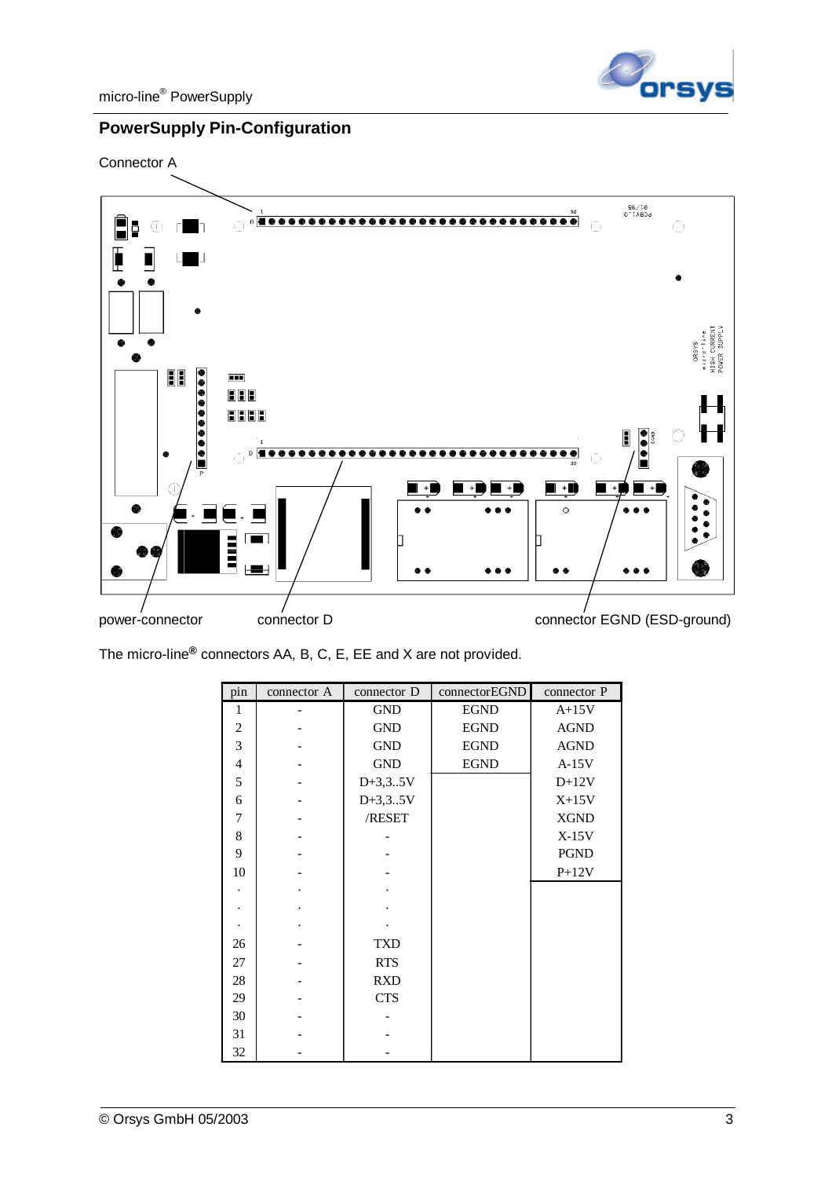## PowerSupply Pin-Configuration

Connector A

power-connector connector D connector EGND (ESD-ground)

The micro-line® connectors AA, B, C, E, EE and X are not provided.

| pin | connector A | connector D | connectorEGND | connector P |
|---|---|---|---|---|
| 1 | - | GND | EGND | A+15V |
| 2 | - | GND | EGND | AGND |
| 3 | - | GND | EGND | AGND |
| 4 | - | GND | EGND | A-15V |
| 5 | - | D+3,3..5V | | D+12V |
| 6 | - | D+3,3..5V | | X+15V |
| 7 | - | /RESET | | XGND |
| 8 | - | - | | X-15V |
| 9 | - | - | | PGND |
| 10 | - | - | | P+12V |
| . | . | . | | |
| . | . | . | | |
| . | . | . | | |
| 26 | - | TXD | | |
| 27 | - | RTS | | |
| 28 | - | RXD | | |
| 29 | - | CTS | | |
| 30 | - | - | | |
| 31 | - | - | | |
| 32 | - | - | | |

© Orsys GmbH 05/2003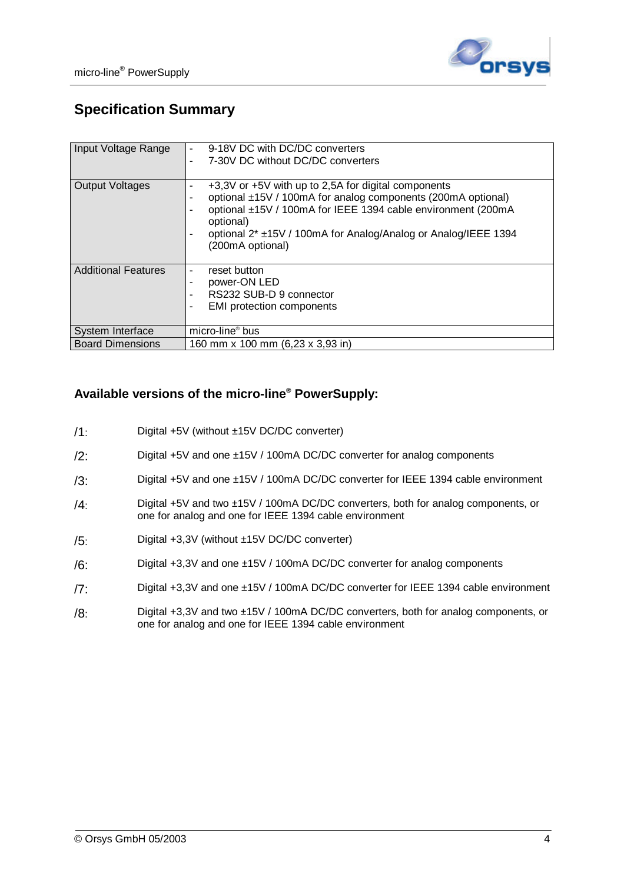## Specification Summary

| | |
|---|---|
| Input Voltage Range | - 9-18V DC with DC/DC converters<br>- 7-30V DC without DC/DC converters |
| Output Voltages | - +3,3V or +5V with up to 2,5A for digital components<br>- optional ±15V / 100mA for analog components (200mA optional)<br>- optional ±15V / 100mA for IEEE 1394 cable environment (200mA optional)<br>- optional 2* ±15V / 100mA for Analog/Analog or Analog/IEEE 1394 (200mA optional) |
| Additional Features | - reset button<br>- power-ON LED<br>- RS232 SUB-D 9 connector<br>- EMI protection components |
| System Interface | micro-line® bus |
| Board Dimensions | 160 mm x 100 mm (6,23 x 3,93 in) |

### Available versions of the micro-line® PowerSupply:

/1: Digital +5V (without ±15V DC/DC converter)

/2: Digital +5V and one ±15V / 100mA DC/DC converter for analog components

/3: Digital +5V and one ±15V / 100mA DC/DC converter for IEEE 1394 cable environment

/4: Digital +5V and two ±15V / 100mA DC/DC converters, both for analog components, or one for analog and one for IEEE 1394 cable environment

/5: Digital +3,3V (without ±15V DC/DC converter)

/6: Digital +3,3V and one ±15V / 100mA DC/DC converter for analog components

/7: Digital +3,3V and one ±15V / 100mA DC/DC converter for IEEE 1394 cable environment

/8: Digital +3,3V and two ±15V / 100mA DC/DC converters, both for analog components, or one for analog and one for IEEE 1394 cable environment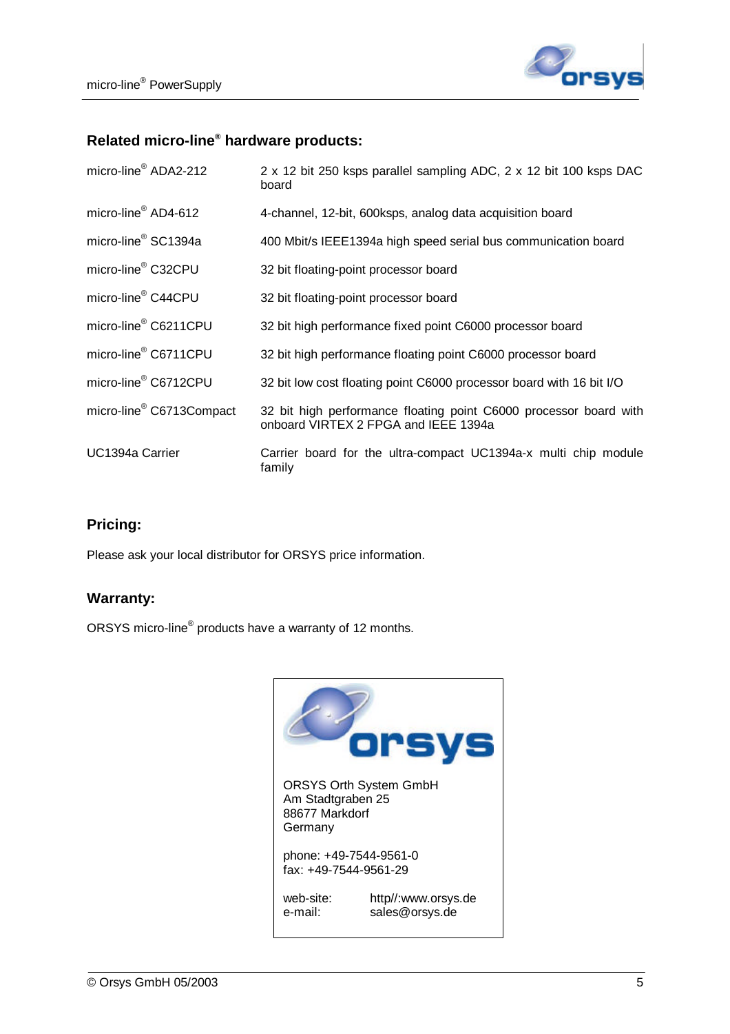## Related micro-line® hardware products:

| | |
|---|---|
| micro-line® ADA2-212 | 2 x 12 bit 250 ksps parallel sampling ADC, 2 x 12 bit 100 ksps DAC board |
| micro-line® AD4-612 | 4-channel, 12-bit, 600ksps, analog data acquisition board |
| micro-line® SC1394a | 400 Mbit/s IEEE1394a high speed serial bus communication board |
| micro-line® C32CPU | 32 bit floating-point processor board |
| micro-line® C44CPU | 32 bit floating-point processor board |
| micro-line® C6211CPU | 32 bit high performance fixed point C6000 processor board |
| micro-line® C6711CPU | 32 bit high performance floating point C6000 processor board |
| micro-line® C6712CPU | 32 bit low cost floating point C6000 processor board with 16 bit I/O |
| micro-line® C6713Compact | 32 bit high performance floating point C6000 processor board with onboard VIRTEX 2 FPGA and IEEE 1394a |
| UC1394a Carrier | Carrier board for the ultra-compact UC1394a-x multi chip module family |

## Pricing:

Please ask your local distributor for ORSYS price information.

## Warranty:

ORSYS micro-line® products have a warranty of 12 months.

ORSYS Orth System GmbH
Am Stadtgraben 25
88677 Markdorf
Germany

phone: +49-7544-9561-0
fax: +49-7544-9561-29

web-site: http//:www.orsys.de
e-mail: sales@orsys.de

© Orsys GmbH 05/2003